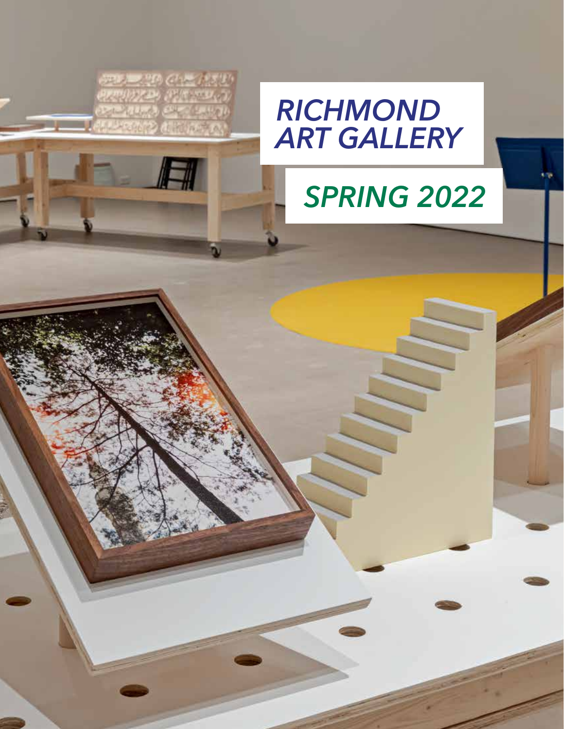# RICHMOND ART GALLERY

## SPRING 2022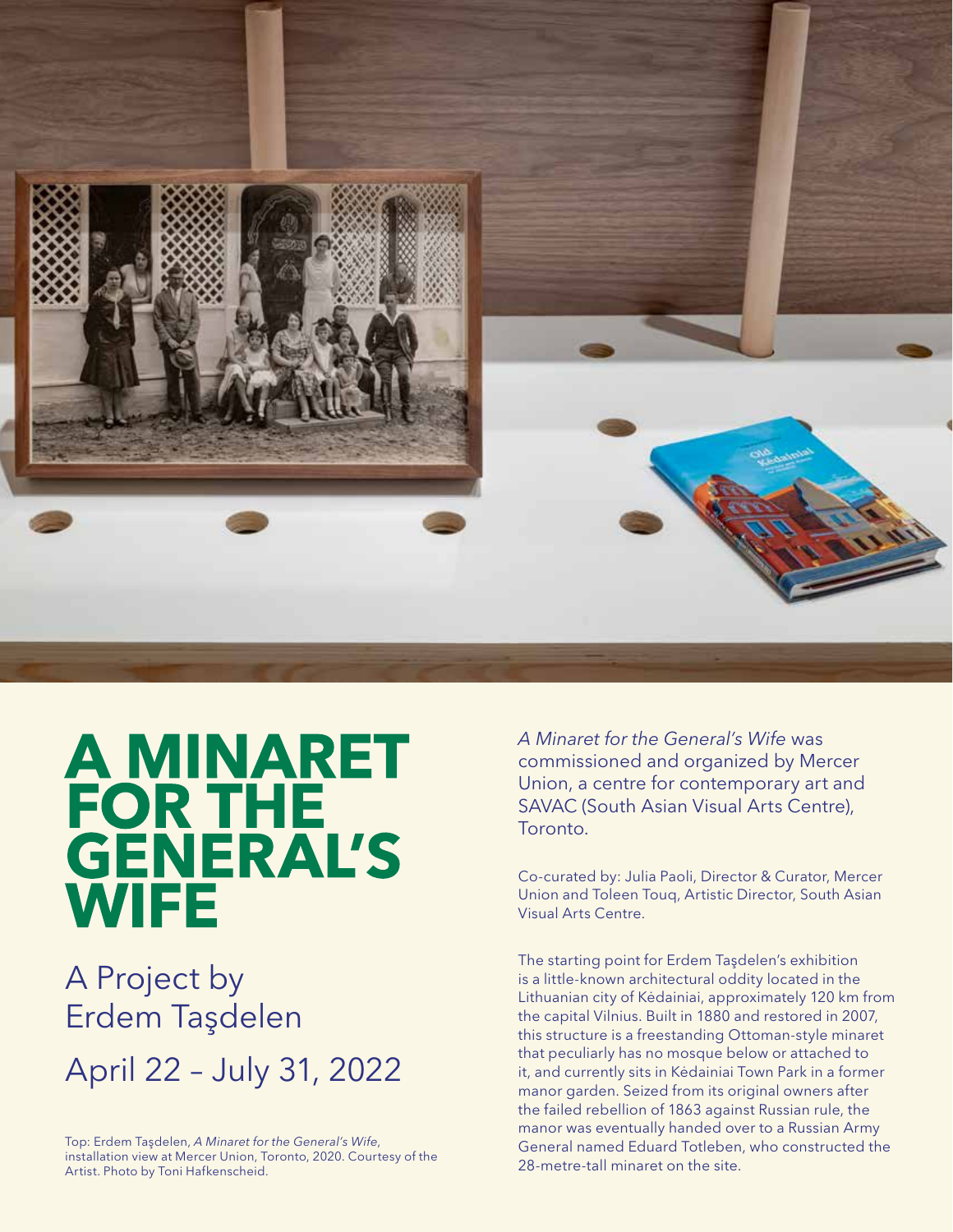# A MINARET FOR THE GENERAL'S WIFE

## A Project by Erdem Taşdelen

## April 22 – July 31, 2022

Top: Erdem Taşdelen, *A Minaret for the General's Wife*, installation view at Mercer Union, Toronto, 2020. Courtesy of the Artist. Photo by Toni Hafkenscheid.

*A Minaret for the General's Wife* was commissioned and organized by Mercer Union, a centre for contemporary art and SAVAC (South Asian Visual Arts Centre), Toronto.

Co-curated by: Julia Paoli, Director & Curator, Mercer Union and Toleen Touq, Artistic Director, South Asian Visual Arts Centre.

The starting point for Erdem Taşdelen's exhibition is a little-known architectural oddity located in the Lithuanian city of Kėdainiai, approximately 120 km from the capital Vilnius. Built in 1880 and restored in 2007, this structure is a freestanding Ottoman-style minaret that peculiarly has no mosque below or attached to it, and currently sits in Kėdainiai Town Park in a former manor garden. Seized from its original owners after the failed rebellion of 1863 against Russian rule, the manor was eventually handed over to a Russian Army General named Eduard Totleben, who constructed the 28-metre-tall minaret on the site.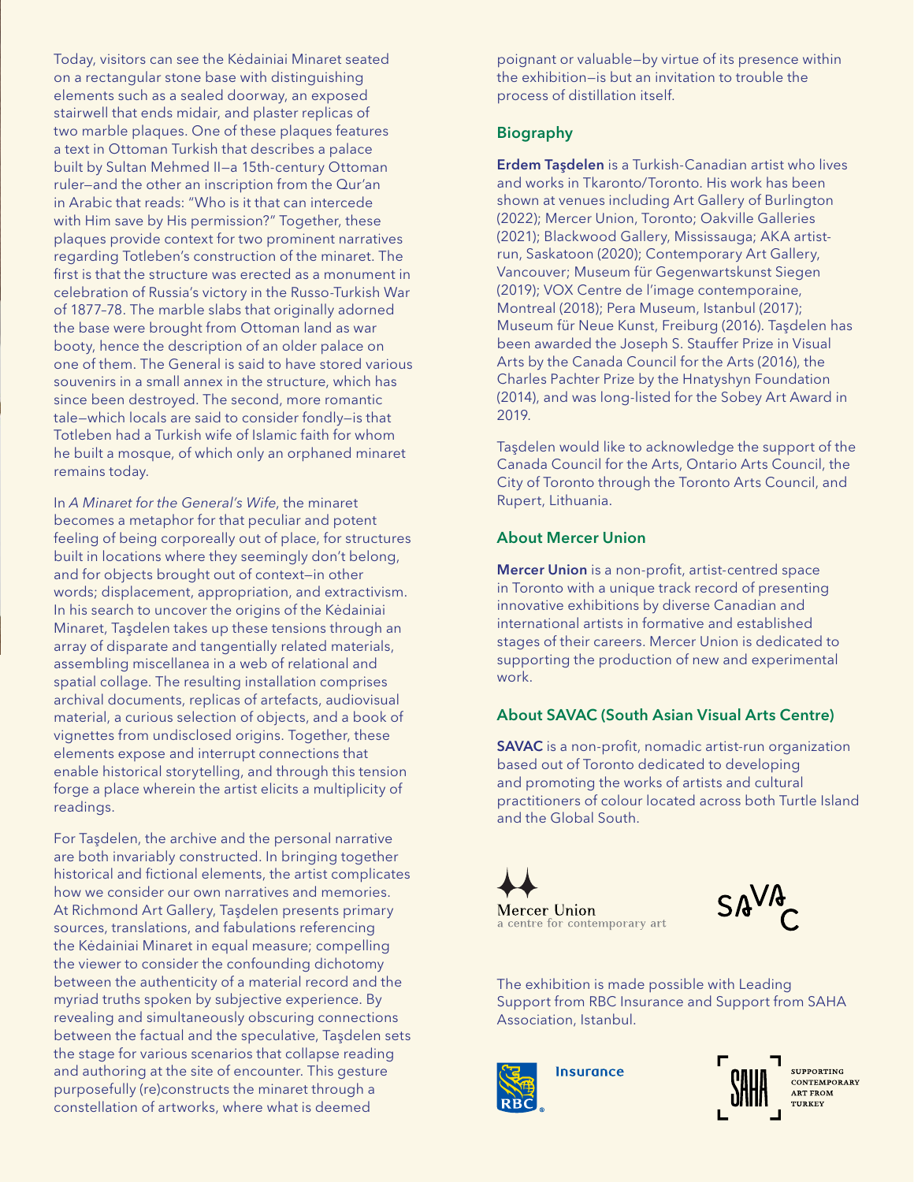Today, visitors can see the Kėdainiai Minaret seated on a rectangular stone base with distinguishing elements such as a sealed doorway, an exposed stairwell that ends midair, and plaster replicas of two marble plaques. One of these plaques features a text in Ottoman Turkish that describes a palace built by Sultan Mehmed II—a 15th-century Ottoman ruler—and the other an inscription from the Qur'an in Arabic that reads: "Who is it that can intercede with Him save by His permission?" Together, these plaques provide context for two prominent narratives regarding Totleben's construction of the minaret. The first is that the structure was erected as a monument in celebration of Russia's victory in the Russo-Turkish War of 1877–78. The marble slabs that originally adorned the base were brought from Ottoman land as war booty, hence the description of an older palace on one of them. The General is said to have stored various souvenirs in a small annex in the structure, which has since been destroyed. The second, more romantic tale—which locals are said to consider fondly—is that Totleben had a Turkish wife of Islamic faith for whom he built a mosque, of which only an orphaned minaret remains today.

In *A Minaret for the General's Wife*, the minaret becomes a metaphor for that peculiar and potent feeling of being corporeally out of place, for structures built in locations where they seemingly don't belong, and for objects brought out of context—in other words; displacement, appropriation, and extractivism. In his search to uncover the origins of the Kėdainiai Minaret, Taşdelen takes up these tensions through an array of disparate and tangentially related materials, assembling miscellanea in a web of relational and spatial collage. The resulting installation comprises archival documents, replicas of artefacts, audiovisual material, a curious selection of objects, and a book of vignettes from undisclosed origins. Together, these elements expose and interrupt connections that enable historical storytelling, and through this tension forge a place wherein the artist elicits a multiplicity of readings.

For Taşdelen, the archive and the personal narrative are both invariably constructed. In bringing together historical and fictional elements, the artist complicates how we consider our own narratives and memories. At Richmond Art Gallery, Taşdelen presents primary sources, translations, and fabulations referencing the Kėdainiai Minaret in equal measure; compelling the viewer to consider the confounding dichotomy between the authenticity of a material record and the myriad truths spoken by subjective experience. By revealing and simultaneously obscuring connections between the factual and the speculative, Taşdelen sets the stage for various scenarios that collapse reading and authoring at the site of encounter. This gesture purposefully (re)constructs the minaret through a constellation of artworks, where what is deemed poignant or valuable—by virtue of its presence within the exhibition—is but an invitation to trouble the process of distillation itself.

## Biography

**Erdem Taşdelen** is a Turkish-Canadian artist who lives and works in Tkaronto/Toronto. His work has been shown at venues including Art Gallery of Burlington (2022); Mercer Union, Toronto; Oakville Galleries (2021); Blackwood Gallery, Mississauga; AKA artist-run, Saskatoon (2020); Contemporary Art Gallery, Vancouver; Museum für Gegenwartskunst Siegen (2019); VOX Centre de l'image contemporaine, Montreal (2018); Pera Museum, Istanbul (2017); Museum für Neue Kunst, Freiburg (2016). Taşdelen has been awarded the Joseph S. Stauffer Prize in Visual Arts by the Canada Council for the Arts (2016), the Charles Pachter Prize by the Hnatyshyn Foundation (2014), and was long-listed for the Sobey Art Award in 2019.

Taşdelen would like to acknowledge the support of the Canada Council for the Arts, Ontario Arts Council, the City of Toronto through the Toronto Arts Council, and Rupert, Lithuania.

## About Mercer Union

**Mercer Union** is a non-profit, artist-centred space in Toronto with a unique track record of presenting innovative exhibitions by diverse Canadian and international artists in formative and established stages of their careers. Mercer Union is dedicated to supporting the production of new and experimental work.

## About SAVAC (South Asian Visual Arts Centre)

**SAVAC** is a non-profit, nomadic artist-run organization based out of Toronto dedicated to developing and promoting the works of artists and cultural practitioners of colour located across both Turtle Island and the Global South.

Mercer Union
a centre for contemporary art

SAVAC

The exhibition is made possible with Leading Support from RBC Insurance and Support from SAHA Association, Istanbul.

RBC Insurance

SAHA
SUPPORTING CONTEMPORARY ART FROM TURKEY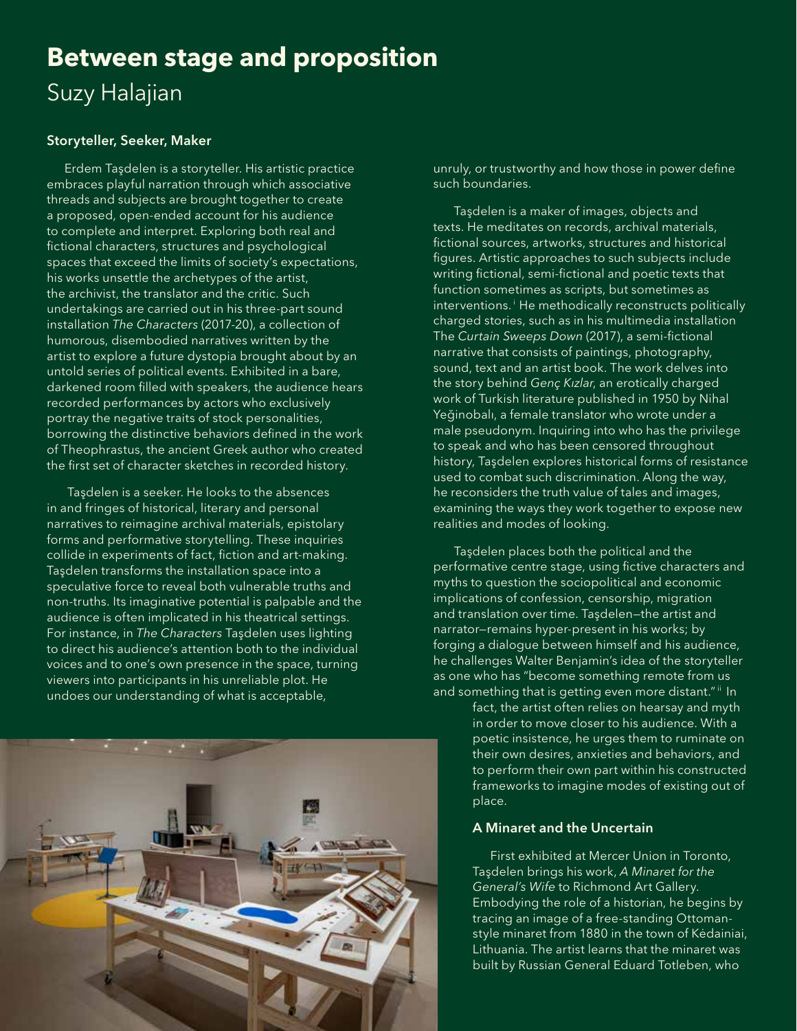# Between stage and proposition

## Suzy Halajian

### Storyteller, Seeker, Maker

Erdem Taşdelen is a storyteller. His artistic practice embraces playful narration through which associative threads and subjects are brought together to create a proposed, open-ended account for his audience to complete and interpret. Exploring both real and fictional characters, structures and psychological spaces that exceed the limits of society's expectations, his works unsettle the archetypes of the artist, the archivist, the translator and the critic. Such undertakings are carried out in his three-part sound installation *The Characters* (2017-20), a collection of humorous, disembodied narratives written by the artist to explore a future dystopia brought about by an untold series of political events. Exhibited in a bare, darkened room filled with speakers, the audience hears recorded performances by actors who exclusively portray the negative traits of stock personalities, borrowing the distinctive behaviors defined in the work of Theophrastus, the ancient Greek author who created the first set of character sketches in recorded history.

Taşdelen is a seeker. He looks to the absences in and fringes of historical, literary and personal narratives to reimagine archival materials, epistolary forms and performative storytelling. These inquiries collide in experiments of fact, fiction and art-making. Taşdelen transforms the installation space into a speculative force to reveal both vulnerable truths and non-truths. Its imaginative potential is palpable and the audience is often implicated in his theatrical settings. For instance, in *The Characters* Taşdelen uses lighting to direct his audience's attention both to the individual voices and to one's own presence in the space, turning viewers into participants in his unreliable plot. He undoes our understanding of what is acceptable, unruly, or trustworthy and how those in power define such boundaries.

Taşdelen is a maker of images, objects and texts. He meditates on records, archival materials, fictional sources, artworks, structures and historical figures. Artistic approaches to such subjects include writing fictional, semi-fictional and poetic texts that function sometimes as scripts, but sometimes as interventions.[i] He methodically reconstructs politically charged stories, such as in his multimedia installation The *Curtain Sweeps Down* (2017), a semi-fictional narrative that consists of paintings, photography, sound, text and an artist book. The work delves into the story behind *Genç Kızlar*, an erotically charged work of Turkish literature published in 1950 by Nihal Yeğinobalı, a female translator who wrote under a male pseudonym. Inquiring into who has the privilege to speak and who has been censored throughout history, Taşdelen explores historical forms of resistance used to combat such discrimination. Along the way, he reconsiders the truth value of tales and images, examining the ways they work together to expose new realities and modes of looking.

Taşdelen places both the political and the performative centre stage, using fictive characters and myths to question the sociopolitical and economic implications of confession, censorship, migration and translation over time. Taşdelen—the artist and narrator—remains hyper-present in his works; by forging a dialogue between himself and his audience, he challenges Walter Benjamin's idea of the storyteller as one who has "become something remote from us and something that is getting even more distant."[ii] In fact, the artist often relies on hearsay and myth in order to move closer to his audience. With a poetic insistence, he urges them to ruminate on their own desires, anxieties and behaviors, and to perform their own part within his constructed frameworks to imagine modes of existing out of place.

### A Minaret and the Uncertain

First exhibited at Mercer Union in Toronto, Taşdelen brings his work, *A Minaret for the General's Wife* to Richmond Art Gallery. Embodying the role of a historian, he begins by tracing an image of a free-standing Ottoman-style minaret from 1880 in the town of Kėdainiai, Lithuania. The artist learns that the minaret was built by Russian General Eduard Totleben, who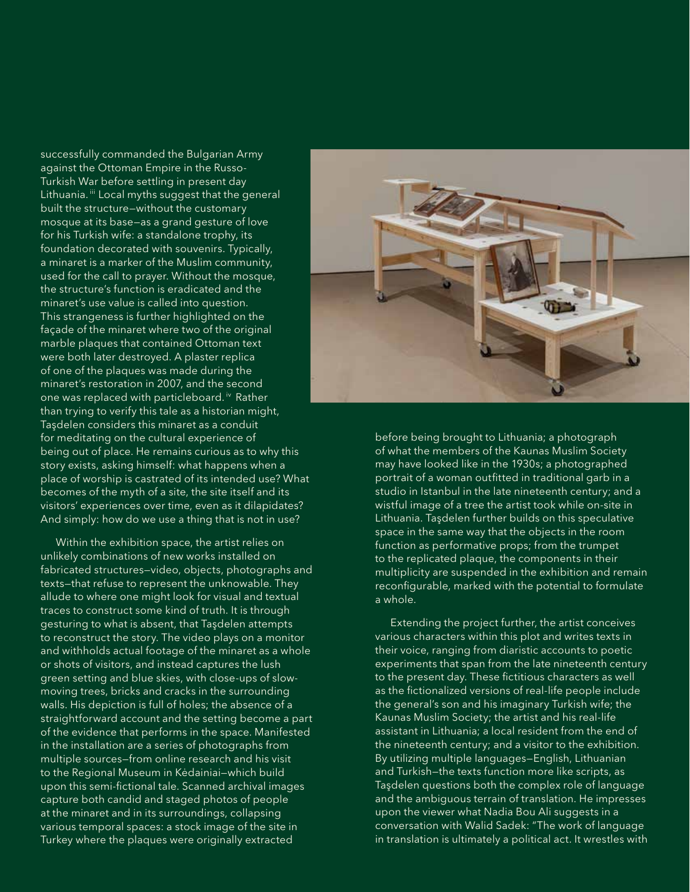successfully commanded the Bulgarian Army against the Ottoman Empire in the Russo-Turkish War before settling in present day Lithuania.[iii] Local myths suggest that the general built the structure—without the customary mosque at its base—as a grand gesture of love for his Turkish wife: a standalone trophy, its foundation decorated with souvenirs. Typically, a minaret is a marker of the Muslim community, used for the call to prayer. Without the mosque, the structure's function is eradicated and the minaret's use value is called into question. This strangeness is further highlighted on the façade of the minaret where two of the original marble plaques that contained Ottoman text were both later destroyed. A plaster replica of one of the plaques was made during the minaret's restoration in 2007, and the second one was replaced with particleboard.[iv] Rather than trying to verify this tale as a historian might, Taşdelen considers this minaret as a conduit for meditating on the cultural experience of being out of place. He remains curious as to why this story exists, asking himself: what happens when a place of worship is castrated of its intended use? What becomes of the myth of a site, the site itself and its visitors' experiences over time, even as it dilapidates? And simply: how do we use a thing that is not in use?

Within the exhibition space, the artist relies on unlikely combinations of new works installed on fabricated structures—video, objects, photographs and texts—that refuse to represent the unknowable. They allude to where one might look for visual and textual traces to construct some kind of truth. It is through gesturing to what is absent, that Taşdelen attempts to reconstruct the story. The video plays on a monitor and withholds actual footage of the minaret as a whole or shots of visitors, and instead captures the lush green setting and blue skies, with close-ups of slow-moving trees, bricks and cracks in the surrounding walls. His depiction is full of holes; the absence of a straightforward account and the setting become a part of the evidence that performs in the space. Manifested in the installation are a series of photographs from multiple sources—from online research and his visit to the Regional Museum in Kėdainiai—which build upon this semi-fictional tale. Scanned archival images capture both candid and staged photos of people at the minaret and in its surroundings, collapsing various temporal spaces: a stock image of the site in Turkey where the plaques were originally extracted before being brought to Lithuania; a photograph of what the members of the Kaunas Muslim Society may have looked like in the 1930s; a photographed portrait of a woman outfitted in traditional garb in a studio in Istanbul in the late nineteenth century; and a wistful image of a tree the artist took while on-site in Lithuania. Taşdelen further builds on this speculative space in the same way that the objects in the room function as performative props; from the trumpet to the replicated plaque, the components in their multiplicity are suspended in the exhibition and remain reconfigurable, marked with the potential to formulate a whole.

Extending the project further, the artist conceives various characters within this plot and writes texts in their voice, ranging from diaristic accounts to poetic experiments that span from the late nineteenth century to the present day. These fictitious characters as well as the fictionalized versions of real-life people include the general's son and his imaginary Turkish wife; the Kaunas Muslim Society; the artist and his real-life assistant in Lithuania; a local resident from the end of the nineteenth century; and a visitor to the exhibition. By utilizing multiple languages—English, Lithuanian and Turkish—the texts function more like scripts, as Taşdelen questions both the complex role of language and the ambiguous terrain of translation. He impresses upon the viewer what Nadia Bou Ali suggests in a conversation with Walid Sadek: "The work of language in translation is ultimately a political act. It wrestles with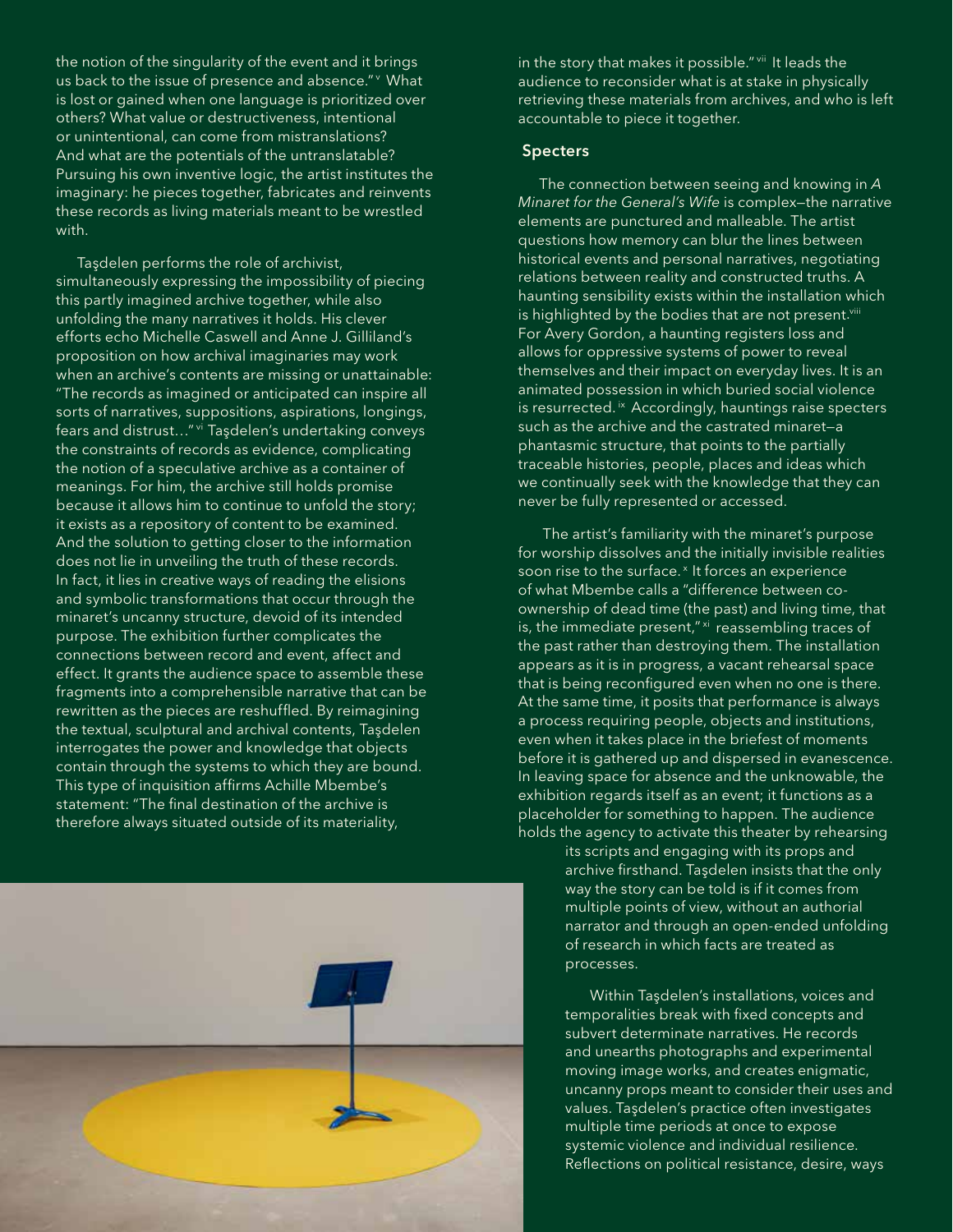the notion of the singularity of the event and it brings us back to the issue of presence and absence."[v] What is lost or gained when one language is prioritized over others? What value or destructiveness, intentional or unintentional, can come from mistranslations? And what are the potentials of the untranslatable? Pursuing his own inventive logic, the artist institutes the imaginary: he pieces together, fabricates and reinvents these records as living materials meant to be wrestled with.

Taşdelen performs the role of archivist, simultaneously expressing the impossibility of piecing this partly imagined archive together, while also unfolding the many narratives it holds. His clever efforts echo Michelle Caswell and Anne J. Gilliland's proposition on how archival imaginaries may work when an archive's contents are missing or unattainable: "The records as imagined or anticipated can inspire all sorts of narratives, suppositions, aspirations, longings, fears and distrust…"[vi] Taşdelen's undertaking conveys the constraints of records as evidence, complicating the notion of a speculative archive as a container of meanings. For him, the archive still holds promise because it allows him to continue to unfold the story; it exists as a repository of content to be examined. And the solution to getting closer to the information does not lie in unveiling the truth of these records. In fact, it lies in creative ways of reading the elisions and symbolic transformations that occur through the minaret's uncanny structure, devoid of its intended purpose. The exhibition further complicates the connections between record and event, affect and effect. It grants the audience space to assemble these fragments into a comprehensible narrative that can be rewritten as the pieces are reshuffled. By reimagining the textual, sculptural and archival contents, Taşdelen interrogates the power and knowledge that objects contain through the systems to which they are bound. This type of inquisition affirms Achille Mbembe's statement: "The final destination of the archive is therefore always situated outside of its materiality, in the story that makes it possible."[vii] It leads the audience to reconsider what is at stake in physically retrieving these materials from archives, and who is left accountable to piece it together.

## Specters

The connection between seeing and knowing in *A Minaret for the General's Wife* is complex—the narrative elements are punctured and malleable. The artist questions how memory can blur the lines between historical events and personal narratives, negotiating relations between reality and constructed truths. A haunting sensibility exists within the installation which is highlighted by the bodies that are not present.[viii] For Avery Gordon, a haunting registers loss and allows for oppressive systems of power to reveal themselves and their impact on everyday lives. It is an animated possession in which buried social violence is resurrected.[ix] Accordingly, hauntings raise specters such as the archive and the castrated minaret—a phantasmic structure, that points to the partially traceable histories, people, places and ideas which we continually seek with the knowledge that they can never be fully represented or accessed.

The artist's familiarity with the minaret's purpose for worship dissolves and the initially invisible realities soon rise to the surface.[x] It forces an experience of what Mbembe calls a "difference between co-ownership of dead time (the past) and living time, that is, the immediate present,"[xi] reassembling traces of the past rather than destroying them. The installation appears as it is in progress, a vacant rehearsal space that is being reconfigured even when no one is there. At the same time, it posits that performance is always a process requiring people, objects and institutions, even when it takes place in the briefest of moments before it is gathered up and dispersed in evanescence. In leaving space for absence and the unknowable, the exhibition regards itself as an event; it functions as a placeholder for something to happen. The audience holds the agency to activate this theater by rehearsing its scripts and engaging with its props and archive firsthand. Taşdelen insists that the only way the story can be told is if it comes from multiple points of view, without an authorial narrator and through an open-ended unfolding of research in which facts are treated as processes.

Within Taşdelen's installations, voices and temporalities break with fixed concepts and subvert determinate narratives. He records and unearths photographs and experimental moving image works, and creates enigmatic, uncanny props meant to consider their uses and values. Taşdelen's practice often investigates multiple time periods at once to expose systemic violence and individual resilience. Reflections on political resistance, desire, ways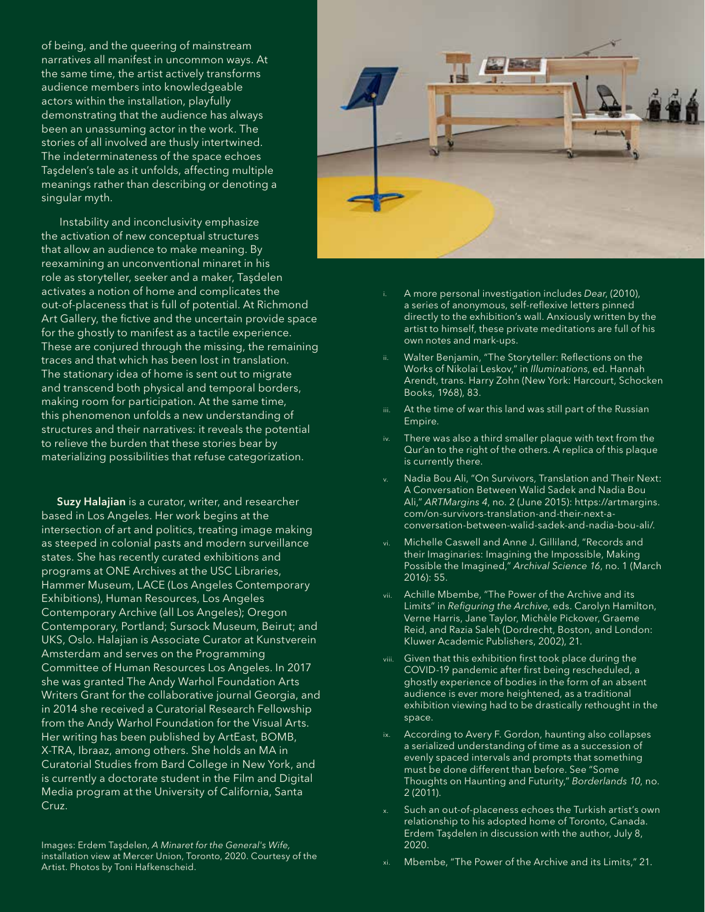of being, and the queering of mainstream narratives all manifest in uncommon ways. At the same time, the artist actively transforms audience members into knowledgeable actors within the installation, playfully demonstrating that the audience has always been an unassuming actor in the work. The stories of all involved are thusly intertwined. The indeterminateness of the space echoes Taşdelen's tale as it unfolds, affecting multiple meanings rather than describing or denoting a singular myth.

Instability and inconclusivity emphasize the activation of new conceptual structures that allow an audience to make meaning. By reexamining an unconventional minaret in his role as storyteller, seeker and a maker, Taşdelen activates a notion of home and complicates the out-of-placeness that is full of potential. At Richmond Art Gallery, the fictive and the uncertain provide space for the ghostly to manifest as a tactile experience. These are conjured through the missing, the remaining traces and that which has been lost in translation. The stationary idea of home is sent out to migrate and transcend both physical and temporal borders, making room for participation. At the same time, this phenomenon unfolds a new understanding of structures and their narratives: it reveals the potential to relieve the burden that these stories bear by materializing possibilities that refuse categorization.

**Suzy Halajian** is a curator, writer, and researcher based in Los Angeles. Her work begins at the intersection of art and politics, treating image making as steeped in colonial pasts and modern surveillance states. She has recently curated exhibitions and programs at ONE Archives at the USC Libraries, Hammer Museum, LACE (Los Angeles Contemporary Exhibitions), Human Resources, Los Angeles Contemporary Archive (all Los Angeles); Oregon Contemporary, Portland; Sursock Museum, Beirut; and UKS, Oslo. Halajian is Associate Curator at Kunstverein Amsterdam and serves on the Programming Committee of Human Resources Los Angeles. In 2017 she was granted The Andy Warhol Foundation Arts Writers Grant for the collaborative journal Georgia, and in 2014 she received a Curatorial Research Fellowship from the Andy Warhol Foundation for the Visual Arts. Her writing has been published by ArtEast, BOMB, X-TRA, Ibraaz, among others. She holds an MA in Curatorial Studies from Bard College in New York, and is currently a doctorate student in the Film and Digital Media program at the University of California, Santa Cruz.

Images: Erdem Taşdelen, *A Minaret for the General's Wife,* installation view at Mercer Union, Toronto, 2020. Courtesy of the Artist. Photos by Toni Hafkenscheid.

i. A more personal investigation includes *Dear,* (2010), a series of anonymous, self-reflexive letters pinned directly to the exhibition's wall. Anxiously written by the artist to himself, these private meditations are full of his own notes and mark-ups.

ii. Walter Benjamin, "The Storyteller: Reflections on the Works of Nikolai Leskov," in *Illuminations*, ed. Hannah Arendt, trans. Harry Zohn (New York: Harcourt, Schocken Books, 1968), 83.

iii. At the time of war this land was still part of the Russian Empire.

iv. There was also a third smaller plaque with text from the Qur'an to the right of the others. A replica of this plaque is currently there.

v. Nadia Bou Ali, "On Survivors, Translation and Their Next: A Conversation Between Walid Sadek and Nadia Bou Ali," *ARTMargins 4*, no. 2 (June 2015): https://artmargins.com/on-survivors-translation-and-their-next-a-conversation-between-walid-sadek-and-nadia-bou-ali/.

vi. Michelle Caswell and Anne J. Gilliland, "Records and their Imaginaries: Imagining the Impossible, Making Possible the Imagined," *Archival Science 16*, no. 1 (March 2016): 55.

vii. Achille Mbembe, "The Power of the Archive and its Limits" in *Refiguring the Archive*, eds. Carolyn Hamilton, Verne Harris, Jane Taylor, Michèle Pickover, Graeme Reid, and Razia Saleh (Dordrecht, Boston, and London: Kluwer Academic Publishers, 2002), 21.

viii. Given that this exhibition first took place during the COVID-19 pandemic after first being rescheduled, a ghostly experience of bodies in the form of an absent audience is ever more heightened, as a traditional exhibition viewing had to be drastically rethought in the space.

ix. According to Avery F. Gordon, haunting also collapses a serialized understanding of time as a succession of evenly spaced intervals and prompts that something must be done different than before. See "Some Thoughts on Haunting and Futurity," *Borderlands 10*, no. 2 (2011).

x. Such an out-of-placeness echoes the Turkish artist's own relationship to his adopted home of Toronto, Canada. Erdem Taşdelen in discussion with the author, July 8, 2020.

xi. Mbembe, "The Power of the Archive and its Limits," 21.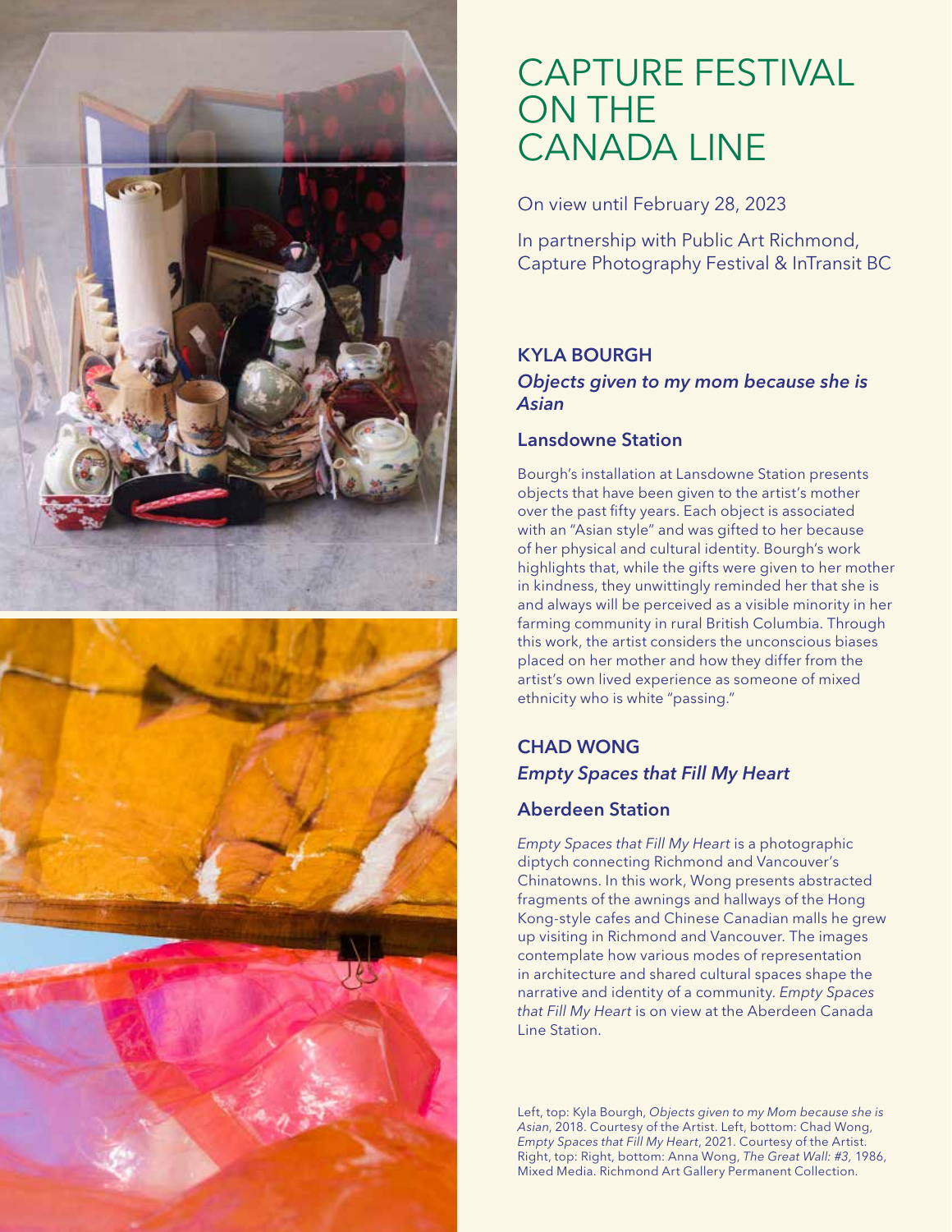# CAPTURE FESTIVAL ON THE CANADA LINE

On view until February 28, 2023

In partnership with Public Art Richmond, Capture Photography Festival & InTransit BC

## KYLA BOURGH

### *Objects given to my mom because she is Asian*

### Lansdowne Station

Bourgh's installation at Lansdowne Station presents objects that have been given to the artist's mother over the past fifty years. Each object is associated with an "Asian style" and was gifted to her because of her physical and cultural identity. Bourgh's work highlights that, while the gifts were given to her mother in kindness, they unwittingly reminded her that she is and always will be perceived as a visible minority in her farming community in rural British Columbia. Through this work, the artist considers the unconscious biases placed on her mother and how they differ from the artist's own lived experience as someone of mixed ethnicity who is white "passing."

## CHAD WONG

### *Empty Spaces that Fill My Heart*

### Aberdeen Station

*Empty Spaces that Fill My Heart* is a photographic diptych connecting Richmond and Vancouver's Chinatowns. In this work, Wong presents abstracted fragments of the awnings and hallways of the Hong Kong-style cafes and Chinese Canadian malls he grew up visiting in Richmond and Vancouver. The images contemplate how various modes of representation in architecture and shared cultural spaces shape the narrative and identity of a community. *Empty Spaces that Fill My Heart* is on view at the Aberdeen Canada Line Station.

Left, top: Kyla Bourgh, *Objects given to my Mom because she is Asian*, 2018. Courtesy of the Artist. Left, bottom: Chad Wong, *Empty Spaces that Fill My Heart*, 2021. Courtesy of the Artist. Right, top: Right, bottom: Anna Wong, *The Great Wall: #3,* 1986, Mixed Media. Richmond Art Gallery Permanent Collection.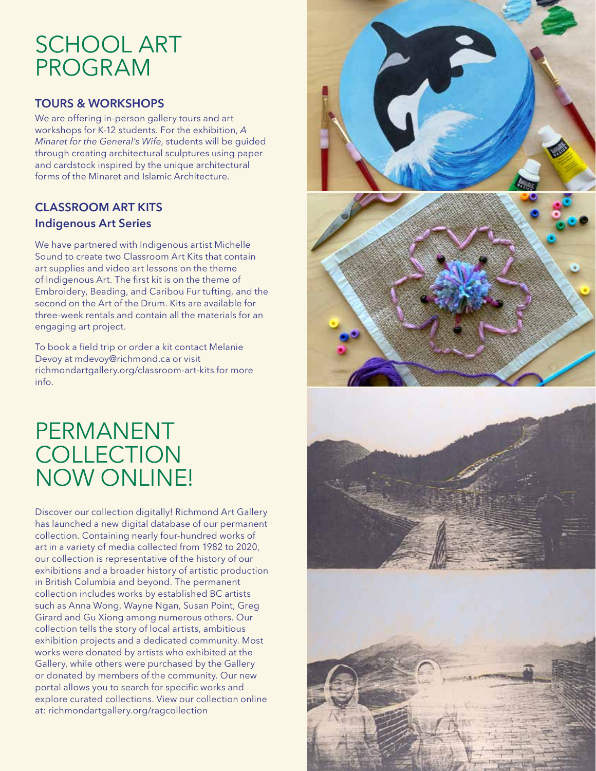# SCHOOL ART PROGRAM

### TOURS & WORKSHOPS

We are offering in-person gallery tours and art workshops for K-12 students. For the exhibition, *A Minaret for the General's Wife*, students will be guided through creating architectural sculptures using paper and cardstock inspired by the unique architectural forms of the Minaret and Islamic Architecture.

### CLASSROOM ART KITS

#### Indigenous Art Series

We have partnered with Indigenous artist Michelle Sound to create two Classroom Art Kits that contain art supplies and video art lessons on the theme of Indigenous Art. The first kit is on the theme of Embroidery, Beading, and Caribou Fur tufting, and the second on the Art of the Drum. Kits are available for three-week rentals and contain all the materials for an engaging art project.

To book a field trip or order a kit contact Melanie Devoy at mdevoy@richmond.ca or visit richmondartgallery.org/classroom-art-kits for more info.

# PERMANENT COLLECTION NOW ONLINE!

Discover our collection digitally! Richmond Art Gallery has launched a new digital database of our permanent collection. Containing nearly four-hundred works of art in a variety of media collected from 1982 to 2020, our collection is representative of the history of our exhibitions and a broader history of artistic production in British Columbia and beyond. The permanent collection includes works by established BC artists such as Anna Wong, Wayne Ngan, Susan Point, Greg Girard and Gu Xiong among numerous others. Our collection tells the story of local artists, ambitious exhibition projects and a dedicated community. Most works were donated by artists who exhibited at the Gallery, while others were purchased by the Gallery or donated by members of the community. Our new portal allows you to search for specific works and explore curated collections. View our collection online at: richmondartgallery.org/ragcollection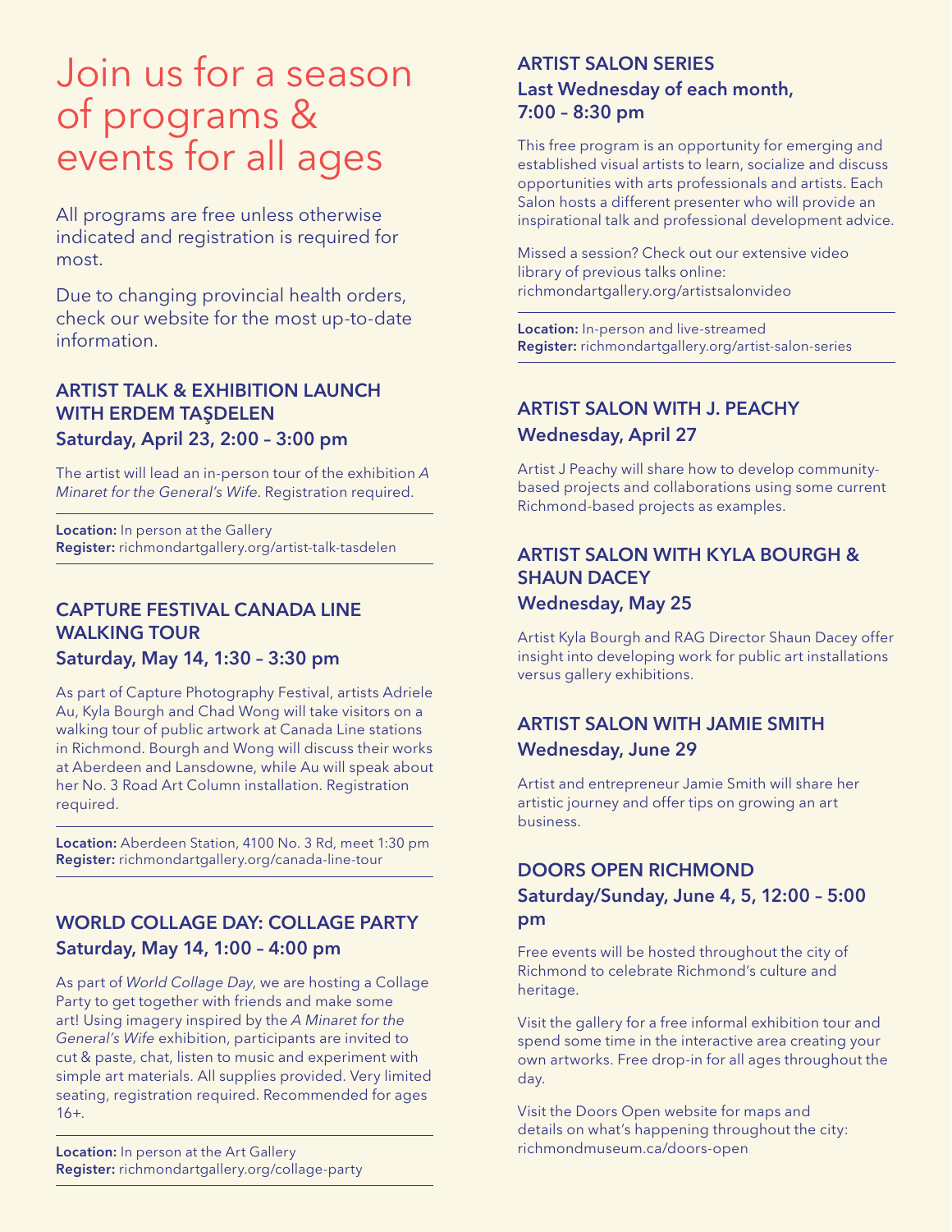# Join us for a season of programs & events for all ages

All programs are free unless otherwise indicated and registration is required for most.

Due to changing provincial health orders, check our website for the most up-to-date information.

## ARTIST TALK & EXHIBITION LAUNCH WITH ERDEM TAŞDELEN

### Saturday, April 23, 2:00 – 3:00 pm

The artist will lead an in-person tour of the exhibition *A Minaret for the General's Wife*. Registration required.

**Location:** In person at the Gallery
**Register:** richmondartgallery.org/artist-talk-tasdelen

## CAPTURE FESTIVAL CANADA LINE WALKING TOUR

### Saturday, May 14, 1:30 – 3:30 pm

As part of Capture Photography Festival, artists Adriele Au, Kyla Bourgh and Chad Wong will take visitors on a walking tour of public artwork at Canada Line stations in Richmond. Bourgh and Wong will discuss their works at Aberdeen and Lansdowne, while Au will speak about her No. 3 Road Art Column installation. Registration required.

**Location:** Aberdeen Station, 4100 No. 3 Rd, meet 1:30 pm
**Register:** richmondartgallery.org/canada-line-tour

## WORLD COLLAGE DAY: COLLAGE PARTY

### Saturday, May 14, 1:00 – 4:00 pm

As part of *World Collage Day*, we are hosting a Collage Party to get together with friends and make some art! Using imagery inspired by the *A Minaret for the General's Wife* exhibition, participants are invited to cut & paste, chat, listen to music and experiment with simple art materials. All supplies provided. Very limited seating, registration required. Recommended for ages 16+.

**Location:** In person at the Art Gallery
**Register:** richmondartgallery.org/collage-party

## ARTIST SALON SERIES

### Last Wednesday of each month, 7:00 – 8:30 pm

This free program is an opportunity for emerging and established visual artists to learn, socialize and discuss opportunities with arts professionals and artists. Each Salon hosts a different presenter who will provide an inspirational talk and professional development advice.

Missed a session? Check out our extensive video library of previous talks online: richmondartgallery.org/artistsalonvideo

**Location:** In-person and live-streamed
**Register:** richmondartgallery.org/artist-salon-series

## ARTIST SALON WITH J. PEACHY

### Wednesday, April 27

Artist J Peachy will share how to develop community-based projects and collaborations using some current Richmond-based projects as examples.

## ARTIST SALON WITH KYLA BOURGH & SHAUN DACEY

### Wednesday, May 25

Artist Kyla Bourgh and RAG Director Shaun Dacey offer insight into developing work for public art installations versus gallery exhibitions.

## ARTIST SALON WITH JAMIE SMITH

### Wednesday, June 29

Artist and entrepreneur Jamie Smith will share her artistic journey and offer tips on growing an art business.

## DOORS OPEN RICHMOND

### Saturday/Sunday, June 4, 5, 12:00 – 5:00 pm

Free events will be hosted throughout the city of Richmond to celebrate Richmond's culture and heritage.

Visit the gallery for a free informal exhibition tour and spend some time in the interactive area creating your own artworks. Free drop-in for all ages throughout the day.

Visit the Doors Open website for maps and details on what's happening throughout the city: richmondmuseum.ca/doors-open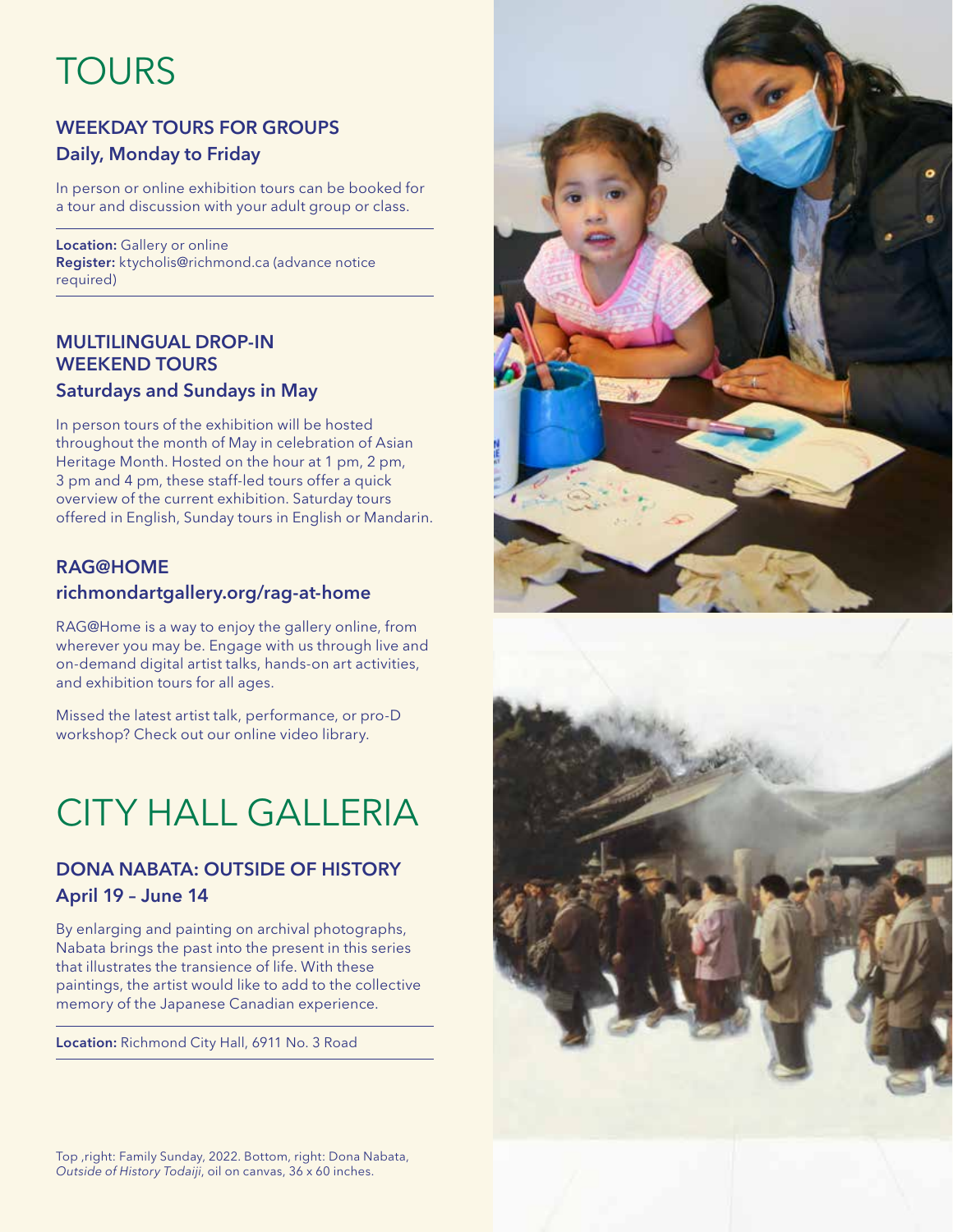# TOURS

### WEEKDAY TOURS FOR GROUPS

**Daily, Monday to Friday**

In person or online exhibition tours can be booked for a tour and discussion with your adult group or class.

**Location:** Gallery or online
**Register:** ktycholis@richmond.ca (advance notice required)

### MULTILINGUAL DROP-IN WEEKEND TOURS

**Saturdays and Sundays in May**

In person tours of the exhibition will be hosted throughout the month of May in celebration of Asian Heritage Month. Hosted on the hour at 1 pm, 2 pm, 3 pm and 4 pm, these staff-led tours offer a quick overview of the current exhibition. Saturday tours offered in English, Sunday tours in English or Mandarin.

### RAG@HOME

**richmondartgallery.org/rag-at-home**

RAG@Home is a way to enjoy the gallery online, from wherever you may be. Engage with us through live and on-demand digital artist talks, hands-on art activities, and exhibition tours for all ages.

Missed the latest artist talk, performance, or pro-D workshop? Check out our online video library.

# CITY HALL GALLERIA

### DONA NABATA: OUTSIDE OF HISTORY

**April 19 – June 14**

By enlarging and painting on archival photographs, Nabata brings the past into the present in this series that illustrates the transience of life. With these paintings, the artist would like to add to the collective memory of the Japanese Canadian experience.

**Location:** Richmond City Hall, 6911 No. 3 Road

Top ,right: Family Sunday, 2022. Bottom, right: Dona Nabata, *Outside of History Todaiji*, oil on canvas, 36 x 60 inches.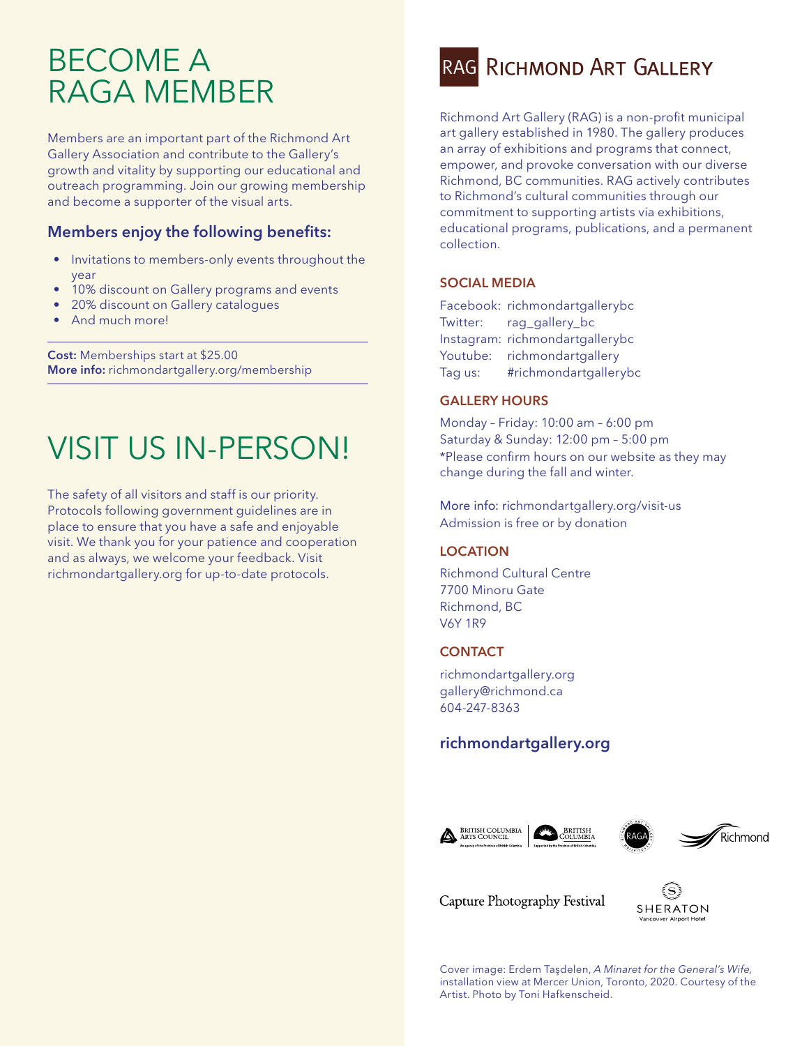# BECOME A RAGA MEMBER

Members are an important part of the Richmond Art Gallery Association and contribute to the Gallery's growth and vitality by supporting our educational and outreach programming. Join our growing membership and become a supporter of the visual arts.

### Members enjoy the following benefits:

- Invitations to members-only events throughout the year
- 10% discount on Gallery programs and events
- 20% discount on Gallery catalogues
- And much more!

**Cost:** Memberships start at $25.00
**More info:** richmondartgallery.org/membership

# VISIT US IN-PERSON!

The safety of all visitors and staff is our priority. Protocols following government guidelines are in place to ensure that you have a safe and enjoyable visit. We thank you for your patience and cooperation and as always, we welcome your feedback. Visit richmondartgallery.org for up-to-date protocols.

## RAG Richmond Art Gallery

Richmond Art Gallery (RAG) is a non-profit municipal art gallery established in 1980. The gallery produces an array of exhibitions and programs that connect, empower, and provoke conversation with our diverse Richmond, BC communities. RAG actively contributes to Richmond's cultural communities through our commitment to supporting artists via exhibitions, educational programs, publications, and a permanent collection.

### SOCIAL MEDIA

Facebook: richmondartgallerybc
Twitter: rag_gallery_bc
Instagram: richmondartgallerybc
Youtube: richmondartgallery
Tag us: #richmondartgallerybc

### GALLERY HOURS

Monday – Friday: 10:00 am – 6:00 pm
Saturday & Sunday: 12:00 pm – 5:00 pm
*Please confirm hours on our website as they may change during the fall and winter.

More info: richmondartgallery.org/visit-us
Admission is free or by donation

### LOCATION

Richmond Cultural Centre
7700 Minoru Gate
Richmond, BC
V6Y 1R9

### CONTACT

richmondartgallery.org
gallery@richmond.ca
604-247-8363

**richmondartgallery.org**

British Columbia Arts Council — An agency of the Province of British Columbia | British Columbia — Supported by the Province of British Columbia | RAGA | Richmond

Capture Photography Festival | Sheraton Vancouver Airport Hotel

Cover image: Erdem Taşdelen, *A Minaret for the General's Wife,* installation view at Mercer Union, Toronto, 2020. Courtesy of the Artist. Photo by Toni Hafkenscheid.